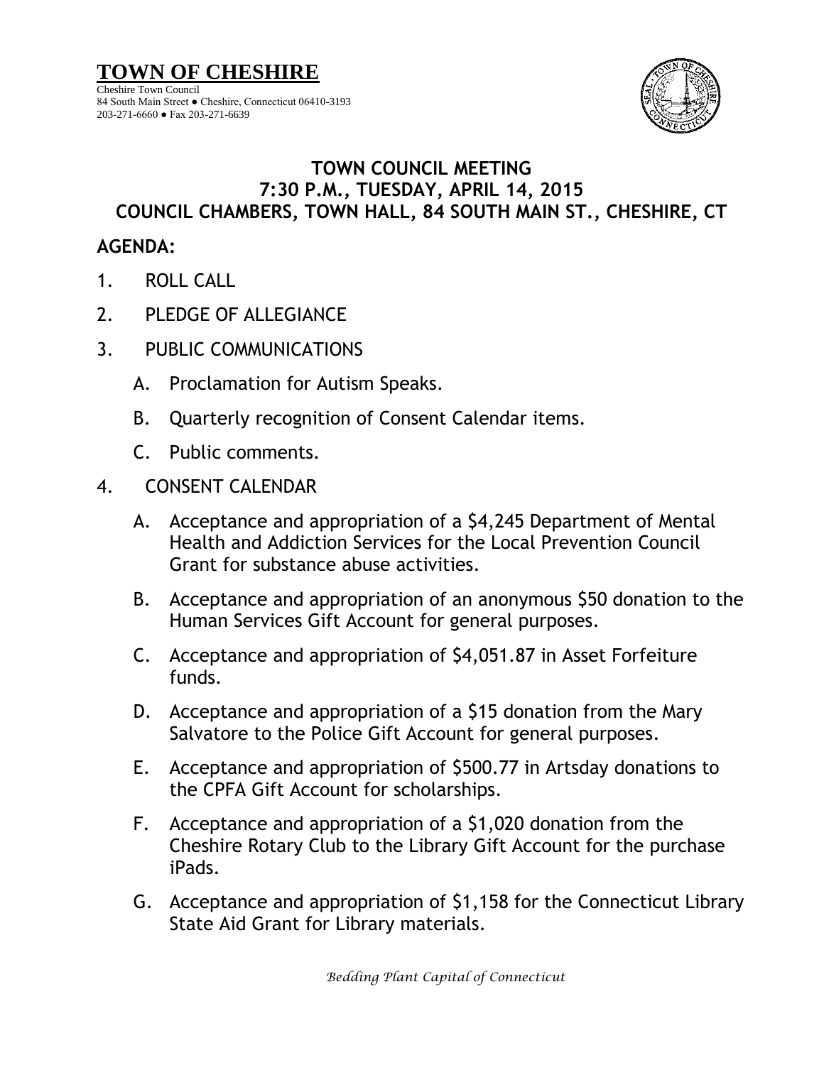# TOWN OF CHESHIRE

Cheshire Town Council
84 South Main Street ● Cheshire, Connecticut 06410-3193
203-271-6660 ● Fax 203-271-6639

## TOWN COUNCIL MEETING
## 7:30 P.M., TUESDAY, APRIL 14, 2015
## COUNCIL CHAMBERS, TOWN HALL, 84 SOUTH MAIN ST., CHESHIRE, CT

**AGENDA:**

1. ROLL CALL
2. PLEDGE OF ALLEGIANCE
3. PUBLIC COMMUNICATIONS
   - A. Proclamation for Autism Speaks.
   - B. Quarterly recognition of Consent Calendar items.
   - C. Public comments.
4. CONSENT CALENDAR
   - A. Acceptance and appropriation of a $4,245 Department of Mental Health and Addiction Services for the Local Prevention Council Grant for substance abuse activities.
   - B. Acceptance and appropriation of an anonymous $50 donation to the Human Services Gift Account for general purposes.
   - C. Acceptance and appropriation of $4,051.87 in Asset Forfeiture funds.
   - D. Acceptance and appropriation of a $15 donation from the Mary Salvatore to the Police Gift Account for general purposes.
   - E. Acceptance and appropriation of $500.77 in Artsday donations to the CPFA Gift Account for scholarships.
   - F. Acceptance and appropriation of a $1,020 donation from the Cheshire Rotary Club to the Library Gift Account for the purchase iPads.
   - G. Acceptance and appropriation of $1,158 for the Connecticut Library State Aid Grant for Library materials.

*Bedding Plant Capital of Connecticut*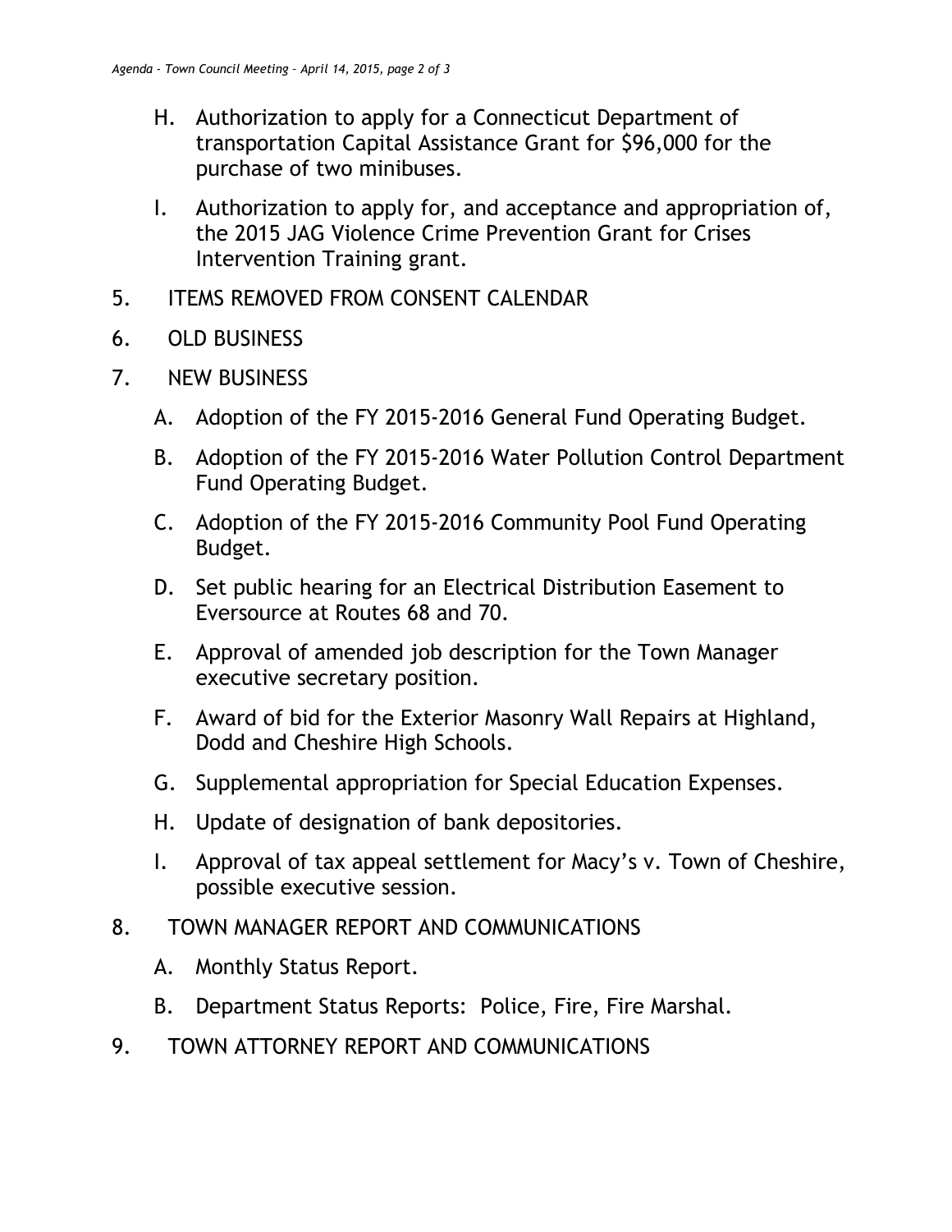H. Authorization to apply for a Connecticut Department of transportation Capital Assistance Grant for $96,000 for the purchase of two minibuses.

I. Authorization to apply for, and acceptance and appropriation of, the 2015 JAG Violence Crime Prevention Grant for Crises Intervention Training grant.

5. ITEMS REMOVED FROM CONSENT CALENDAR

6. OLD BUSINESS

7. NEW BUSINESS

   A. Adoption of the FY 2015-2016 General Fund Operating Budget.

   B. Adoption of the FY 2015-2016 Water Pollution Control Department Fund Operating Budget.

   C. Adoption of the FY 2015-2016 Community Pool Fund Operating Budget.

   D. Set public hearing for an Electrical Distribution Easement to Eversource at Routes 68 and 70.

   E. Approval of amended job description for the Town Manager executive secretary position.

   F. Award of bid for the Exterior Masonry Wall Repairs at Highland, Dodd and Cheshire High Schools.

   G. Supplemental appropriation for Special Education Expenses.

   H. Update of designation of bank depositories.

   I. Approval of tax appeal settlement for Macy's v. Town of Cheshire, possible executive session.

8. TOWN MANAGER REPORT AND COMMUNICATIONS

   A. Monthly Status Report.

   B. Department Status Reports: Police, Fire, Fire Marshal.

9. TOWN ATTORNEY REPORT AND COMMUNICATIONS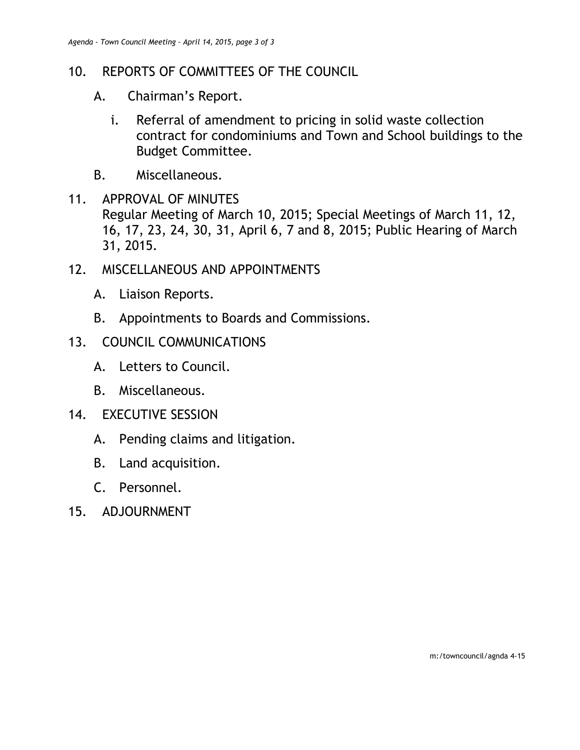10. REPORTS OF COMMITTEES OF THE COUNCIL

    A. Chairman's Report.

       i. Referral of amendment to pricing in solid waste collection contract for condominiums and Town and School buildings to the Budget Committee.

    B. Miscellaneous.

11. APPROVAL OF MINUTES
    Regular Meeting of March 10, 2015; Special Meetings of March 11, 12, 16, 17, 23, 24, 30, 31, April 6, 7 and 8, 2015; Public Hearing of March 31, 2015.

12. MISCELLANEOUS AND APPOINTMENTS

    A. Liaison Reports.

    B. Appointments to Boards and Commissions.

13. COUNCIL COMMUNICATIONS

    A. Letters to Council.

    B. Miscellaneous.

14. EXECUTIVE SESSION

    A. Pending claims and litigation.

    B. Land acquisition.

    C. Personnel.

15. ADJOURNMENT

m:/towncouncil/agnda 4-15